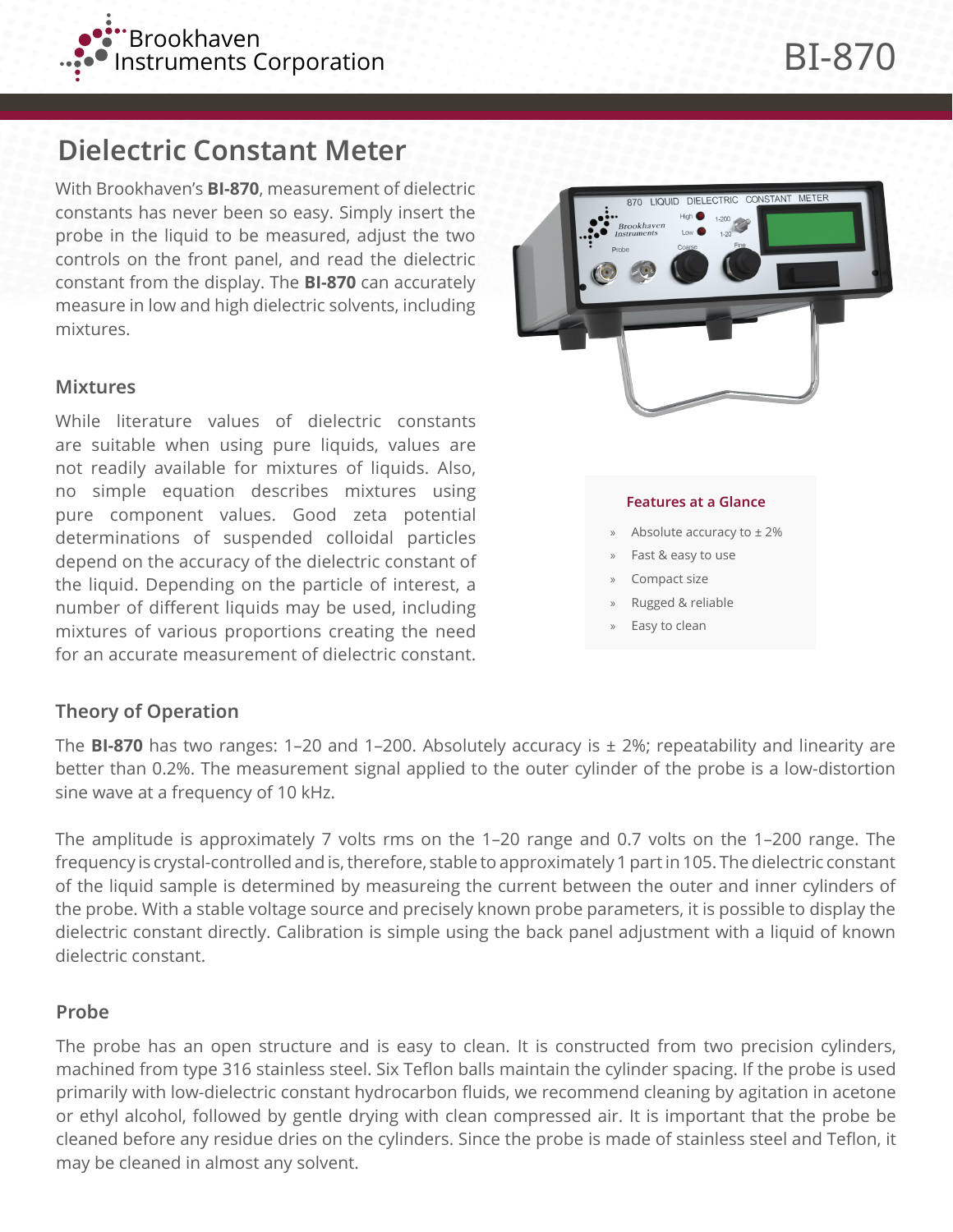Brookhaven Instruments Corporation

# BI-870

## Dielectric Constant Meter

With Brookhaven's **BI-870**, measurement of dielectric constants has never been so easy. Simply insert the probe in the liquid to be measured, adjust the two controls on the front panel, and read the dielectric constant from the display. The **BI-870** can accurately measure in low and high dielectric solvents, including mixtures.

### Mixtures

While literature values of dielectric constants are suitable when using pure liquids, values are not readily available for mixtures of liquids. Also, no simple equation describes mixtures using pure component values. Good zeta potential determinations of suspended colloidal particles depend on the accuracy of the dielectric constant of the liquid. Depending on the particle of interest, a number of different liquids may be used, including mixtures of various proportions creating the need for an accurate measurement of dielectric constant.

**Features at a Glance**

- Absolute accuracy to ± 2%
- Fast & easy to use
- Compact size
- Rugged & reliable
- Easy to clean

### Theory of Operation

The **BI-870** has two ranges: 1–20 and 1–200. Absolutely accuracy is ± 2%; repeatability and linearity are better than 0.2%. The measurement signal applied to the outer cylinder of the probe is a low-distortion sine wave at a frequency of 10 kHz.

The amplitude is approximately 7 volts rms on the 1–20 range and 0.7 volts on the 1–200 range. The frequency is crystal-controlled and is, therefore, stable to approximately 1 part in 105. The dielectric constant of the liquid sample is determined by measureing the current between the outer and inner cylinders of the probe. With a stable voltage source and precisely known probe parameters, it is possible to display the dielectric constant directly. Calibration is simple using the back panel adjustment with a liquid of known dielectric constant.

### Probe

The probe has an open structure and is easy to clean. It is constructed from two precision cylinders, machined from type 316 stainless steel. Six Teflon balls maintain the cylinder spacing. If the probe is used primarily with low-dielectric constant hydrocarbon fluids, we recommend cleaning by agitation in acetone or ethyl alcohol, followed by gentle drying with clean compressed air. It is important that the probe be cleaned before any residue dries on the cylinders. Since the probe is made of stainless steel and Teflon, it may be cleaned in almost any solvent.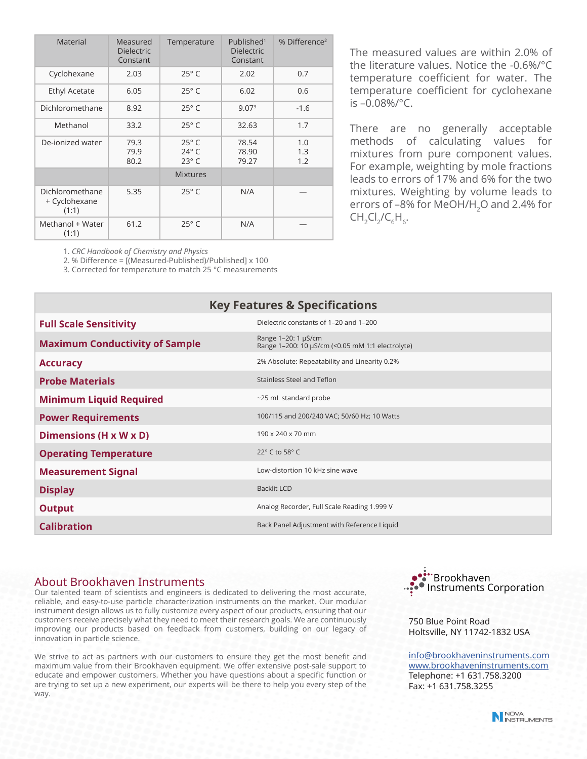| Material | Measured Dielectric Constant | Temperature | Published[1] Dielectric Constant | % Difference[2] |
|---|---|---|---|---|
| Cyclohexane | 2.03 | 25° C | 2.02 | 0.7 |
| Ethyl Acetate | 6.05 | 25° C | 6.02 | 0.6 |
| Dichloromethane | 8.92 | 25° C | 9.07[3] | -1.6 |
| Methanol | 33.2 | 25° C | 32.63 | 1.7 |
| De-ionized water | 79.3<br>79.9<br>80.2 | 25° C<br>24° C<br>23° C | 78.54<br>78.90<br>79.27 | 1.0<br>1.3<br>1.2 |
| | | Mixtures | | |
| Dichloromethane + Cyclohexane (1:1) | 5.35 | 25° C | N/A | — |
| Methanol + Water (1:1) | 61.2 | 25° C | N/A | — |

1. *CRC Handbook of Chemistry and Physics*
2. % Difference = [(Measured-Published)/Published] x 100
3. Corrected for temperature to match 25 °C measurements

The measured values are within 2.0% of the literature values. Notice the -0.6%/°C temperature coefficient for water. The temperature coefficient for cyclohexane is –0.08%/°C.

There are no generally acceptable methods of calculating values for mixtures from pure component values. For example, weighting by mole fractions leads to errors of 17% and 6% for the two mixtures. Weighting by volume leads to errors of –8% for $MeOH/H_2O$ and 2.4% for $CH_2Cl_2/C_6H_6$.

## Key Features & Specifications

| | |
|---|---|
| **Full Scale Sensitivity** | Dielectric constants of 1–20 and 1–200 |
| **Maximum Conductivity of Sample** | Range 1–20: 1 µS/cm<br>Range 1–200: 10 µS/cm (<0.05 mM 1:1 electrolyte) |
| **Accuracy** | 2% Absolute: Repeatability and Linearity 0.2% |
| **Probe Materials** | Stainless Steel and Teflon |
| **Minimum Liquid Required** | ~25 mL standard probe |
| **Power Requirements** | 100/115 and 200/240 VAC; 50/60 Hz; 10 Watts |
| **Dimensions (H x W x D)** | 190 x 240 x 70 mm |
| **Operating Temperature** | 22° C to 58° C |
| **Measurement Signal** | Low-distortion 10 kHz sine wave |
| **Display** | Backlit LCD |
| **Output** | Analog Recorder, Full Scale Reading 1.999 V |
| **Calibration** | Back Panel Adjustment with Reference Liquid |

## About Brookhaven Instruments

Our talented team of scientists and engineers is dedicated to delivering the most accurate, reliable, and easy-to-use particle characterization instruments on the market. Our modular instrument design allows us to fully customize every aspect of our products, ensuring that our customers receive precisely what they need to meet their research goals. We are continuously improving our products based on feedback from customers, building on our legacy of innovation in particle science.

We strive to act as partners with our customers to ensure they get the most benefit and maximum value from their Brookhaven equipment. We offer extensive post-sale support to educate and empower customers. Whether you have questions about a specific function or are trying to set up a new experiment, our experts will be there to help you every step of the way.

Brookhaven Instruments Corporation

750 Blue Point Road
Holtsville, NY 11742-1832 USA

info@brookhaveninstruments.com
www.brookhaveninstruments.com
Telephone: +1 631.758.3200
Fax: +1 631.758.3255

NOVA INSTRUMENTS